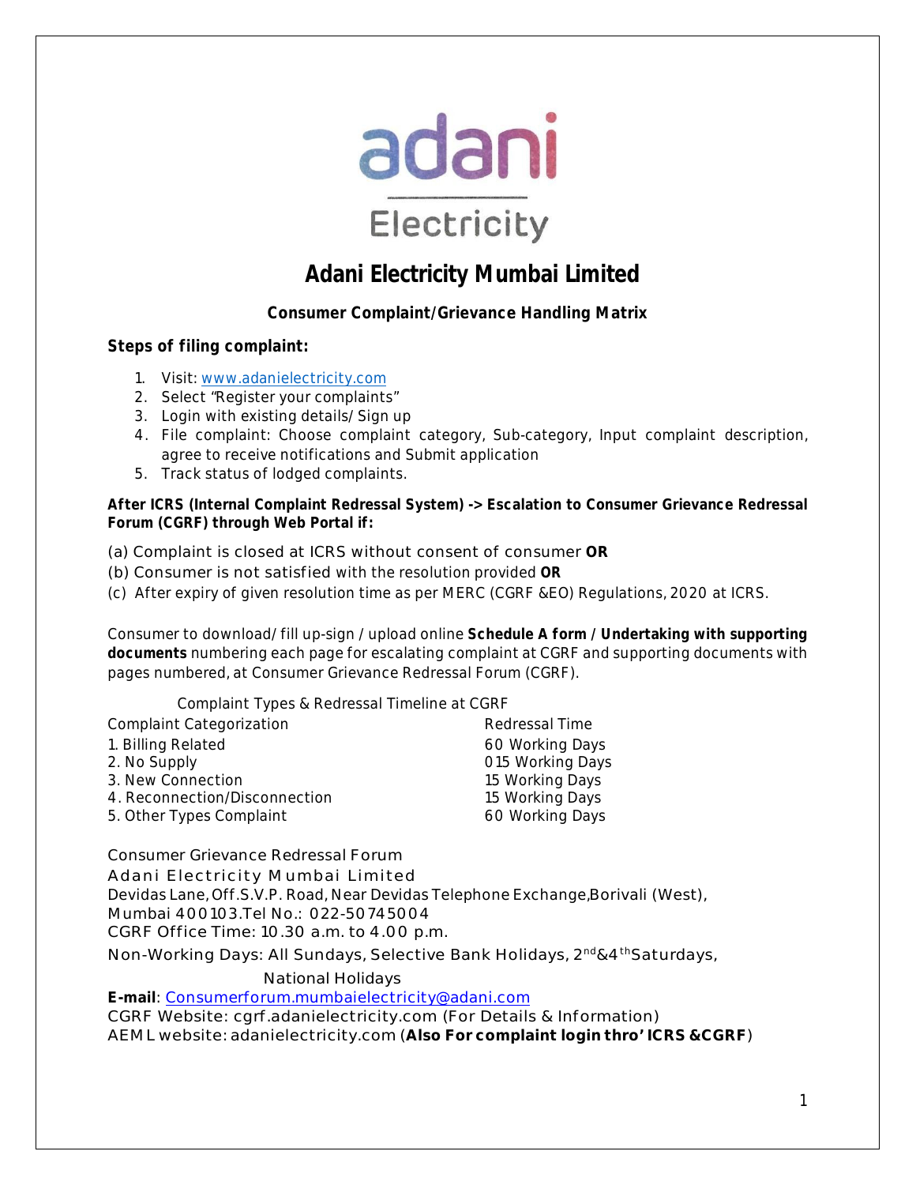adani

Electricity

# Adani Electricity Mumbai Limited

### Consumer Complaint/Grievance Handling Matrix

**Steps of filing complaint:**

1. Visit: www.adanielectricity.com
2. Select "Register your complaints"
3. Login with existing details/Sign up
4. File complaint: Choose complaint category, Sub-category, Input complaint description, agree to receive notifications and Submit application
5. Track status of lodged complaints.

**After ICRS (Internal Complaint Redressal System) -> Escalation to Consumer Grievance Redressal Forum (CGRF) through Web Portal if:**

(a) Complaint is closed at ICRS without consent of consumer **OR**
(b) Consumer is not satisfied with the resolution provided **OR**
(c) After expiry of given resolution time as per MERC (CGRF &EO) Regulations, 2020 at ICRS.

Consumer to download/fill up-sign / upload online **Schedule A form / Undertaking with supporting documents** numbering each page for escalating complaint at CGRF and supporting documents with pages numbered, at Consumer Grievance Redressal Forum (CGRF).

Complaint Types & Redressal Timeline at CGRF

| Complaint Categorization | Redressal Time |
|---|---|
| 1. Billing Related | 60 Working Days |
| 2. No Supply | 015 Working Days |
| 3. New Connection | 15 Working Days |
| 4. Reconnection/Disconnection | 15 Working Days |
| 5. Other Types Complaint | 60 Working Days |

Consumer Grievance Redressal Forum
Adani Electricity Mumbai Limited
Devidas Lane, Off.S.V.P. Road, Near Devidas Telephone Exchange,Borivali (West),
Mumbai 400103.Tel No.: 022-50745004
CGRF Office Time: 10.30 a.m. to 4.00 p.m.
Non-Working Days: All Sundays, Selective Bank Holidays, 2nd&4thSaturdays, National Holidays
**E-mail**: Consumerforum.mumbaielectricity@adani.com
CGRF Website: cgrf.adanielectricity.com (For Details & Information)
AEML website: adanielectricity.com (**Also For complaint login thro' ICRS &CGRF**)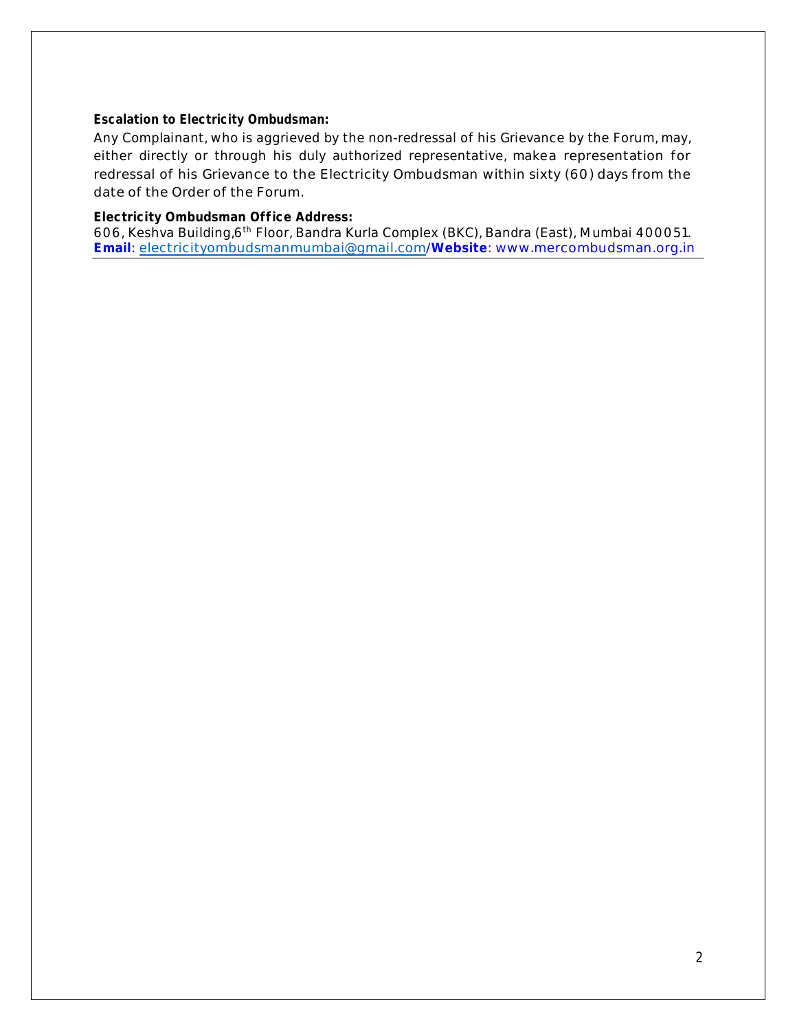**Escalation to Electricity Ombudsman:**

Any Complainant, who is aggrieved by the non-redressal of his Grievance by the Forum, may, either directly or through his duly authorized representative, makea representation for redressal of his Grievance to the Electricity Ombudsman within sixty (60) days from the date of the Order of the Forum.

**Electricity Ombudsman Office Address:**

606, Keshva Building,6th Floor, Bandra Kurla Complex (BKC), Bandra (East), Mumbai 400051.
**Email**: electricityombudsmanmumbai@gmail.com/**Website**: www.mercombudsman.org.in